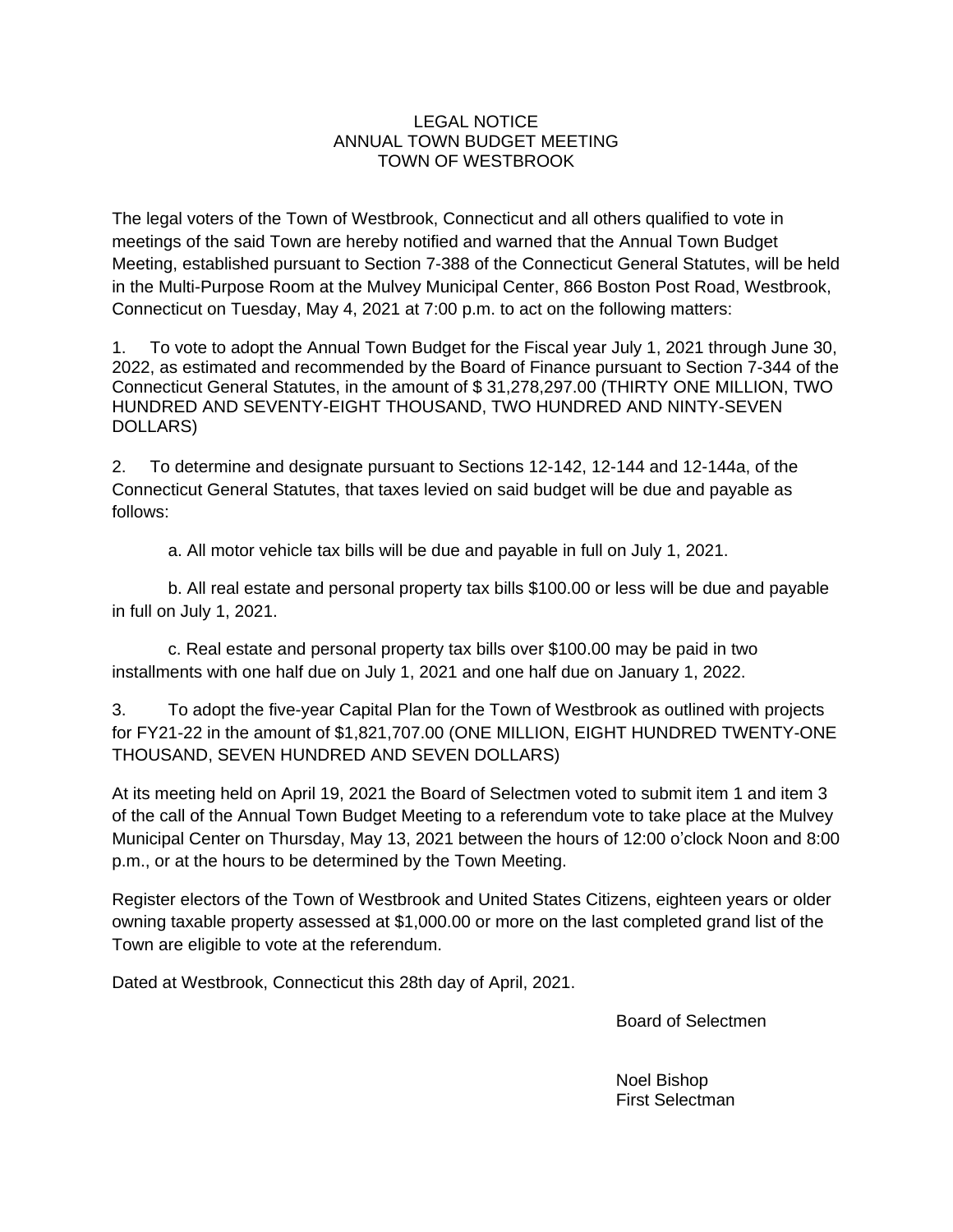# LEGAL NOTICE
## ANNUAL TOWN BUDGET MEETING
## TOWN OF WESTBROOK

The legal voters of the Town of Westbrook, Connecticut and all others qualified to vote in meetings of the said Town are hereby notified and warned that the Annual Town Budget Meeting, established pursuant to Section 7-388 of the Connecticut General Statutes, will be held in the Multi-Purpose Room at the Mulvey Municipal Center, 866 Boston Post Road, Westbrook, Connecticut on Tuesday, May 4, 2021 at 7:00 p.m. to act on the following matters:

1. To vote to adopt the Annual Town Budget for the Fiscal year July 1, 2021 through June 30, 2022, as estimated and recommended by the Board of Finance pursuant to Section 7-344 of the Connecticut General Statutes, in the amount of $ 31,278,297.00 (THIRTY ONE MILLION, TWO HUNDRED AND SEVENTY-EIGHT THOUSAND, TWO HUNDRED AND NINTY-SEVEN DOLLARS)

2. To determine and designate pursuant to Sections 12-142, 12-144 and 12-144a, of the Connecticut General Statutes, that taxes levied on said budget will be due and payable as follows:

   a. All motor vehicle tax bills will be due and payable in full on July 1, 2021.

   b. All real estate and personal property tax bills $100.00 or less will be due and payable in full on July 1, 2021.

   c. Real estate and personal property tax bills over $100.00 may be paid in two installments with one half due on July 1, 2021 and one half due on January 1, 2022.

3. To adopt the five-year Capital Plan for the Town of Westbrook as outlined with projects for FY21-22 in the amount of $1,821,707.00 (ONE MILLION, EIGHT HUNDRED TWENTY-ONE THOUSAND, SEVEN HUNDRED AND SEVEN DOLLARS)

At its meeting held on April 19, 2021 the Board of Selectmen voted to submit item 1 and item 3 of the call of the Annual Town Budget Meeting to a referendum vote to take place at the Mulvey Municipal Center on Thursday, May 13, 2021 between the hours of 12:00 o'clock Noon and 8:00 p.m., or at the hours to be determined by the Town Meeting.

Register electors of the Town of Westbrook and United States Citizens, eighteen years or older owning taxable property assessed at $1,000.00 or more on the last completed grand list of the Town are eligible to vote at the referendum.

Dated at Westbrook, Connecticut this 28th day of April, 2021.

Board of Selectmen

Noel Bishop
First Selectman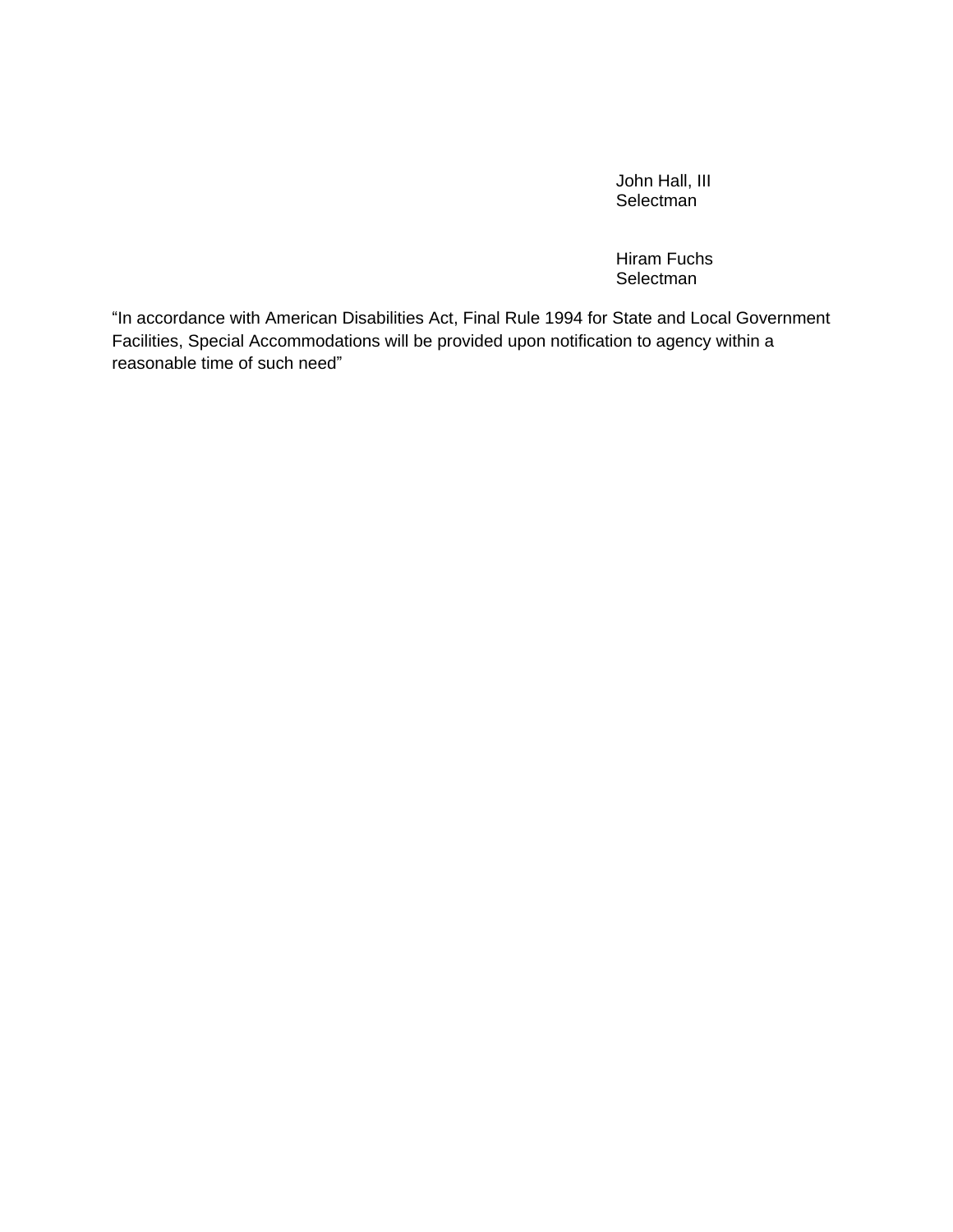John Hall, III
Selectman

Hiram Fuchs
Selectman

“In accordance with American Disabilities Act, Final Rule 1994 for State and Local Government Facilities, Special Accommodations will be provided upon notification to agency within a reasonable time of such need”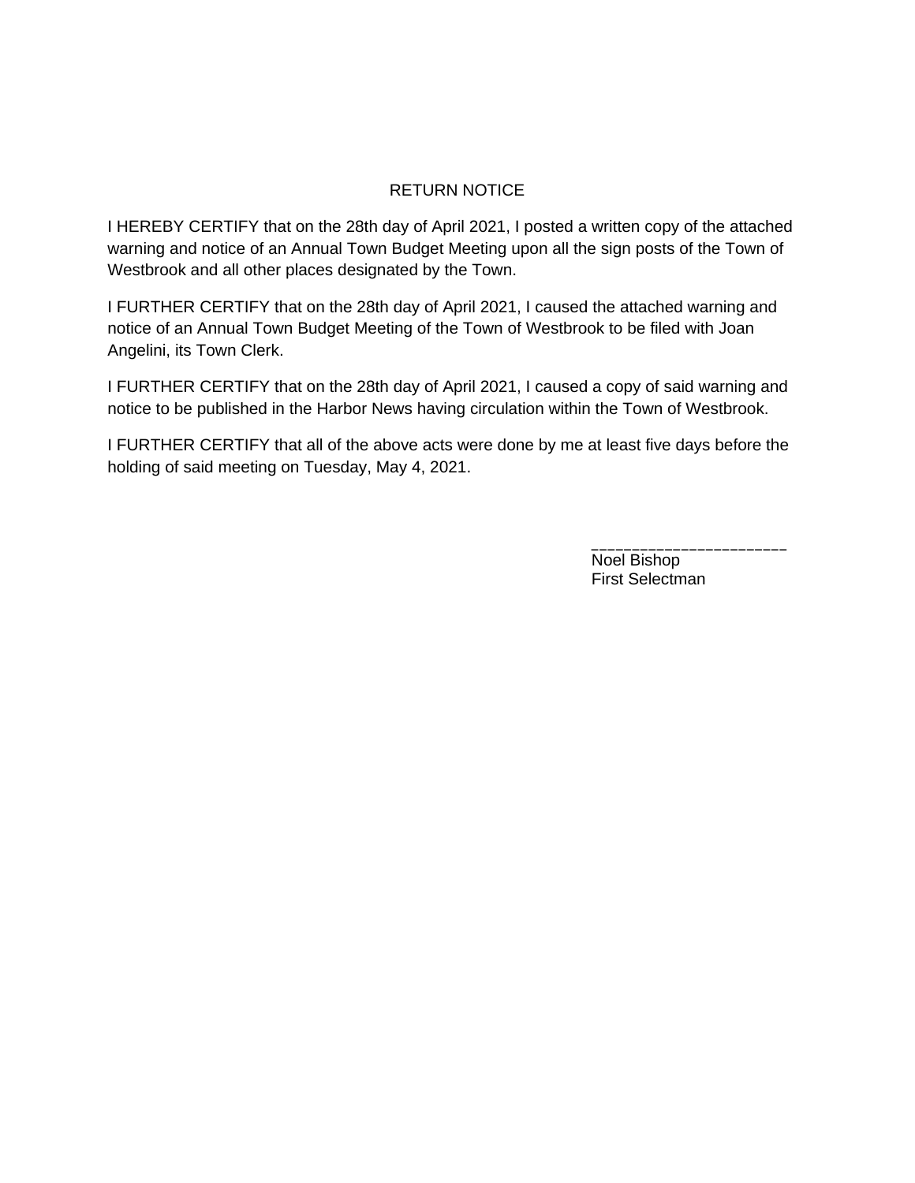# RETURN NOTICE

I HEREBY CERTIFY that on the 28th day of April 2021, I posted a written copy of the attached warning and notice of an Annual Town Budget Meeting upon all the sign posts of the Town of Westbrook and all other places designated by the Town.

I FURTHER CERTIFY that on the 28th day of April 2021, I caused the attached warning and notice of an Annual Town Budget Meeting of the Town of Westbrook to be filed with Joan Angelini, its Town Clerk.

I FURTHER CERTIFY that on the 28th day of April 2021, I caused a copy of said warning and notice to be published in the Harbor News having circulation within the Town of Westbrook.

I FURTHER CERTIFY that all of the above acts were done by me at least five days before the holding of said meeting on Tuesday, May 4, 2021.

_______________________
Noel Bishop
First Selectman